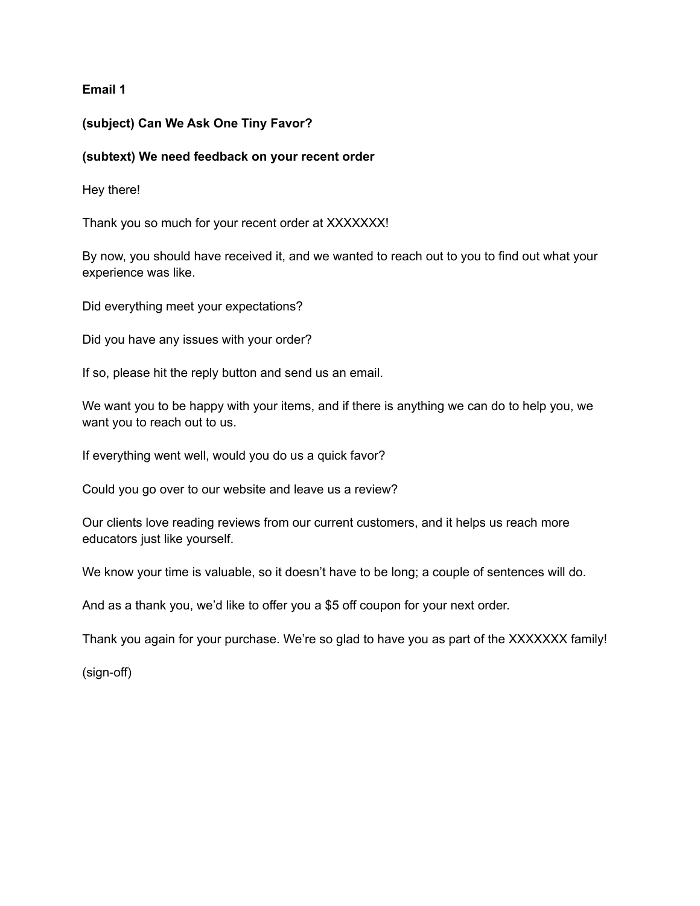**Email 1**

**(subject) Can We Ask One Tiny Favor?**

**(subtext) We need feedback on your recent order**

Hey there!

Thank you so much for your recent order at XXXXXXX!

By now, you should have received it, and we wanted to reach out to you to find out what your experience was like.

Did everything meet your expectations?

Did you have any issues with your order?

If so, please hit the reply button and send us an email.

We want you to be happy with your items, and if there is anything we can do to help you, we want you to reach out to us.

If everything went well, would you do us a quick favor?

Could you go over to our website and leave us a review?

Our clients love reading reviews from our current customers, and it helps us reach more educators just like yourself.

We know your time is valuable, so it doesn't have to be long; a couple of sentences will do.

And as a thank you, we'd like to offer you a $5 off coupon for your next order.

Thank you again for your purchase. We're so glad to have you as part of the XXXXXXX family!

(sign-off)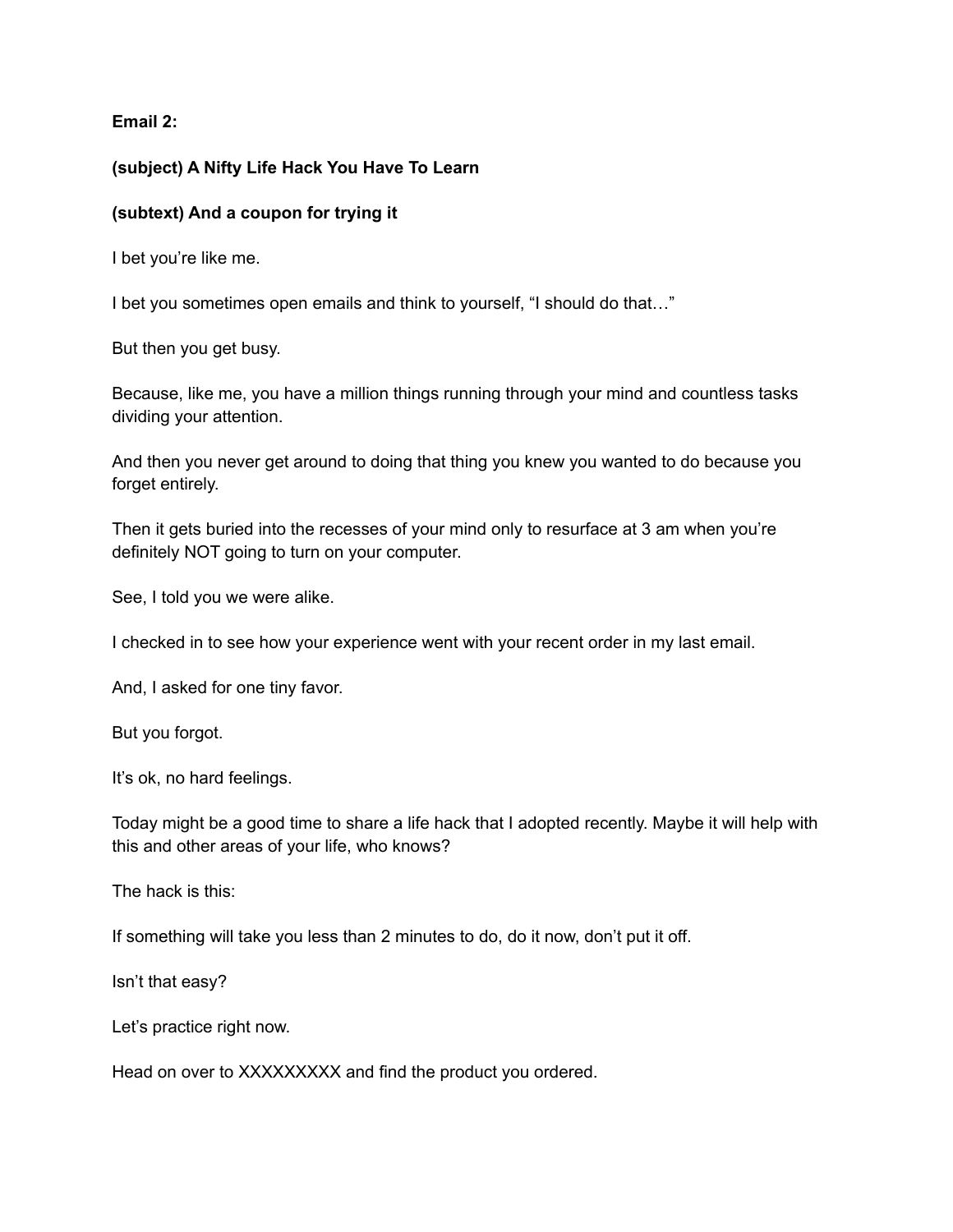**Email 2:**

**(subject) A Nifty Life Hack You Have To Learn**

**(subtext) And a coupon for trying it**

I bet you're like me.

I bet you sometimes open emails and think to yourself, "I should do that…"

But then you get busy.

Because, like me, you have a million things running through your mind and countless tasks dividing your attention.

And then you never get around to doing that thing you knew you wanted to do because you forget entirely.

Then it gets buried into the recesses of your mind only to resurface at 3 am when you're definitely NOT going to turn on your computer.

See, I told you we were alike.

I checked in to see how your experience went with your recent order in my last email.

And, I asked for one tiny favor.

But you forgot.

It's ok, no hard feelings.

Today might be a good time to share a life hack that I adopted recently. Maybe it will help with this and other areas of your life, who knows?

The hack is this:

If something will take you less than 2 minutes to do, do it now, don't put it off.

Isn't that easy?

Let's practice right now.

Head on over to XXXXXXXXX and find the product you ordered.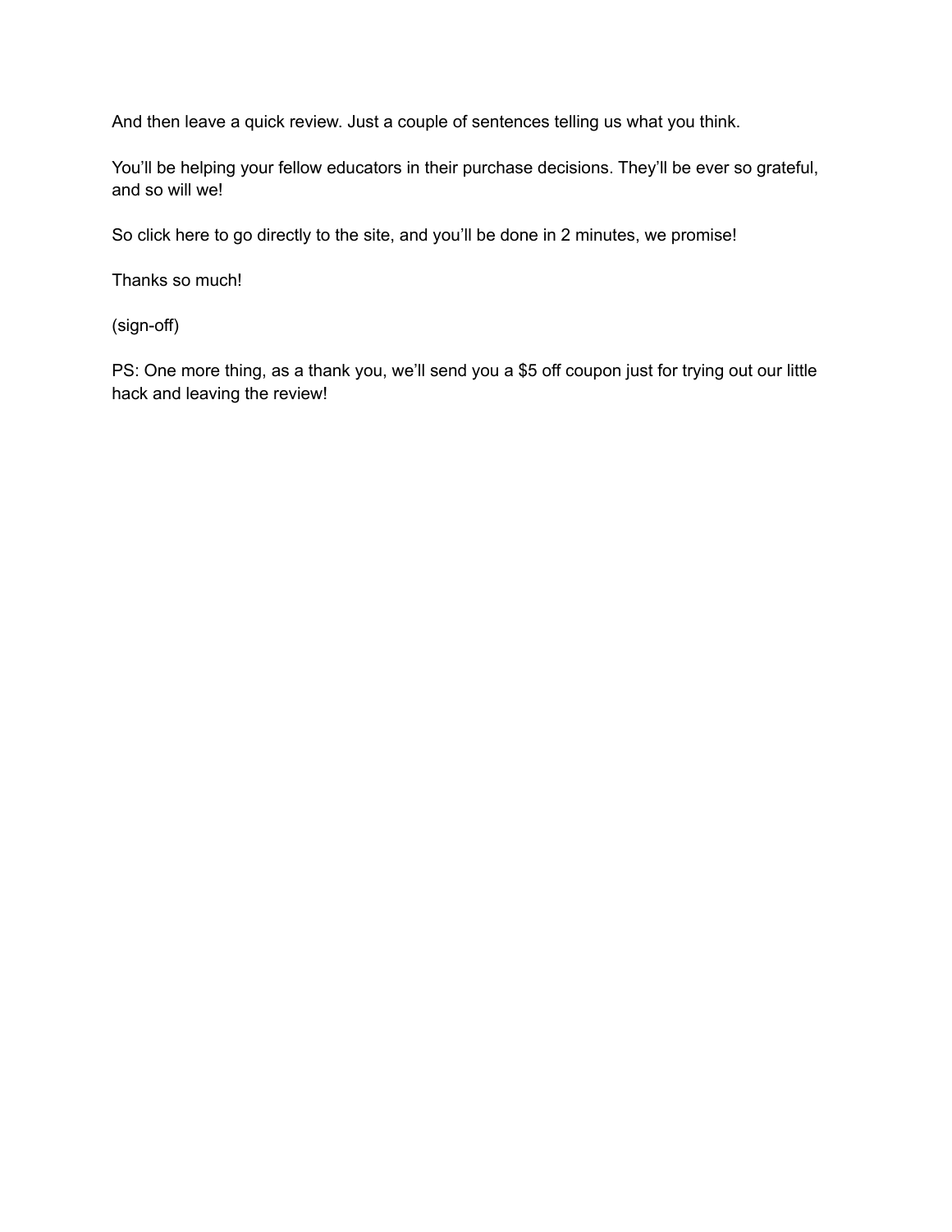And then leave a quick review. Just a couple of sentences telling us what you think.

You'll be helping your fellow educators in their purchase decisions. They'll be ever so grateful, and so will we!

So click here to go directly to the site, and you'll be done in 2 minutes, we promise!

Thanks so much!

(sign-off)

PS: One more thing, as a thank you, we'll send you a $5 off coupon just for trying out our little hack and leaving the review!